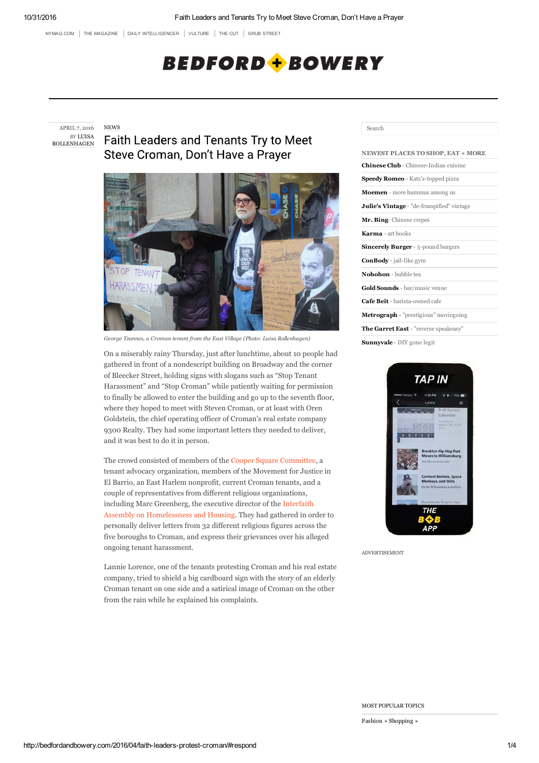NEWS

# Faith Leaders and Tenants Try to Meet Steve Croman, Don't Have a Prayer

APRIL 7, 2016
*BY* LUISA ROLLENHAGEN

*George Tzannes, a Croman tenant from the East Village (Photo: Luisa Rollenhagen)*

On a miserably rainy Thursday, just after lunchtime, about 10 people had gathered in front of a nondescript building on Broadway and the corner of Bleecker Street, holding signs with slogans such as "Stop Tenant Harassment" and "Stop Croman" while patiently waiting for permission to finally be allowed to enter the building and go up to the seventh floor, where they hoped to meet with Steven Croman, or at least with Oren Goldstein, the chief operating officer of Croman's real estate company 9300 Realty. They had some important letters they needed to deliver, and it was best to do it in person.

The crowd consisted of members of the Cooper Square Committee, a tenant advocacy organization, members of the Movement for Justice in El Barrio, an East Harlem nonprofit, current Croman tenants, and a couple of representatives from different religious organizations, including Marc Greenberg, the executive director of the Interfaith Assembly on Homelessness and Housing. They had gathered in order to personally deliver letters from 32 different religious figures across the five boroughs to Croman, and express their grievances over his alleged ongoing tenant harassment.

Lannie Lorence, one of the tenants protesting Croman and his real estate company, tried to shield a big cardboard sign with the story of an elderly Croman tenant on one side and a satirical image of Croman on the other from the rain while he explained his complaints.

## NEWEST PLACES TO SHOP, EAT + MORE

- **Chinese Club** - Chinese-Indian cuisine
- **Speedy Romeo** - Katz's-topped pizza
- **Moemen** - more hummus among us
- **Julie's Vintage** - "de-frumpified" vintage
- **Mr. Bing**- Chinese crepes
- **Karma** - art books
- **Sincerely Burger** - 5-pound burgers
- **ConBody** - jail-like gym
- **Nohohon** - bubble tea
- **Gold Sounds** - bar/music venue
- **Cafe Beit** - barista-owned cafe
- **Metrograph** - "prestigious" moviegoing
- **The Garret East** - "reverse speakeasy"
- **Sunnyvale** - DIY gone legit

ADVERTISEMENT

MOST POPULAR TOPICS

Fashion + Shopping »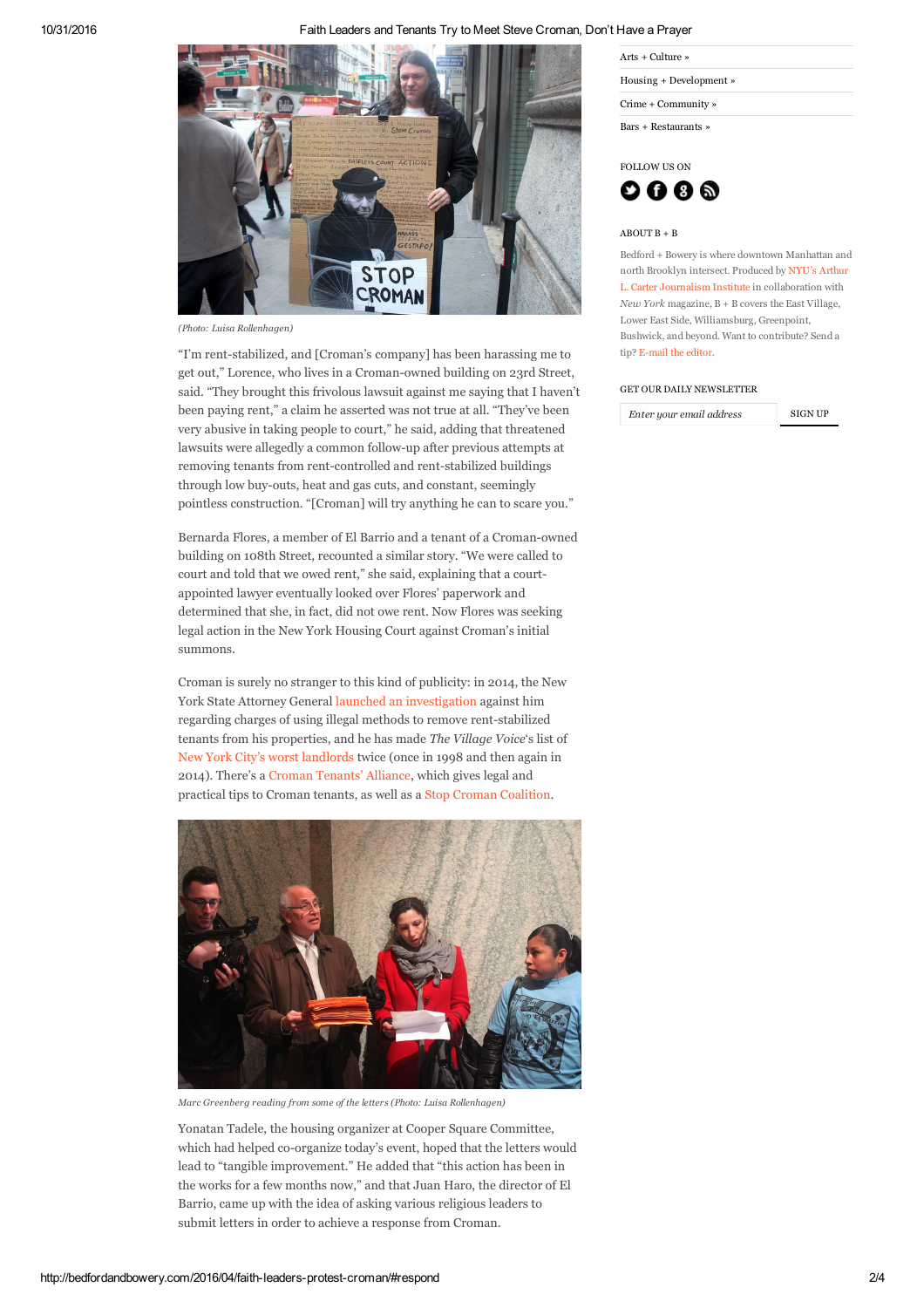(Photo: Luisa Rollenhagen)

"I'm rent-stabilized, and [Croman's company] has been harassing me to get out," Lorence, who lives in a Croman-owned building on 23rd Street, said. "They brought this frivolous lawsuit against me saying that I haven't been paying rent," a claim he asserted was not true at all. "They've been very abusive in taking people to court," he said, adding that threatened lawsuits were allegedly a common follow-up after previous attempts at removing tenants from rent-controlled and rent-stabilized buildings through low buy-outs, heat and gas cuts, and constant, seemingly pointless construction. "[Croman] will try anything he can to scare you."

Bernarda Flores, a member of El Barrio and a tenant of a Croman-owned building on 108th Street, recounted a similar story. "We were called to court and told that we owed rent," she said, explaining that a court-appointed lawyer eventually looked over Flores' paperwork and determined that she, in fact, did not owe rent. Now Flores was seeking legal action in the New York Housing Court against Croman's initial summons.

Croman is surely no stranger to this kind of publicity: in 2014, the New York State Attorney General launched an investigation against him regarding charges of using illegal methods to remove rent-stabilized tenants from his properties, and he has made *The Village Voice*'s list of New York City's worst landlords twice (once in 1998 and then again in 2014). There's a Croman Tenants' Alliance, which gives legal and practical tips to Croman tenants, as well as a Stop Croman Coalition.

*Marc Greenberg reading from some of the letters (Photo: Luisa Rollenhagen)*

Yonatan Tadele, the housing organizer at Cooper Square Committee, which had helped co-organize today's event, hoped that the letters would lead to "tangible improvement." He added that "this action has been in the works for a few months now," and that Juan Haro, the director of El Barrio, came up with the idea of asking various religious leaders to submit letters in order to achieve a response from Croman.

- Arts + Culture »
- Housing + Development »
- Crime + Community »
- Bars + Restaurants »

FOLLOW US ON

ABOUT B + B

Bedford + Bowery is where downtown Manhattan and north Brooklyn intersect. Produced by NYU's Arthur L. Carter Journalism Institute in collaboration with *New York* magazine, B + B covers the East Village, Lower East Side, Williamsburg, Greenpoint, Bushwick, and beyond. Want to contribute? Send a tip? E-mail the editor.

GET OUR DAILY NEWSLETTER

Enter your email address | SIGN UP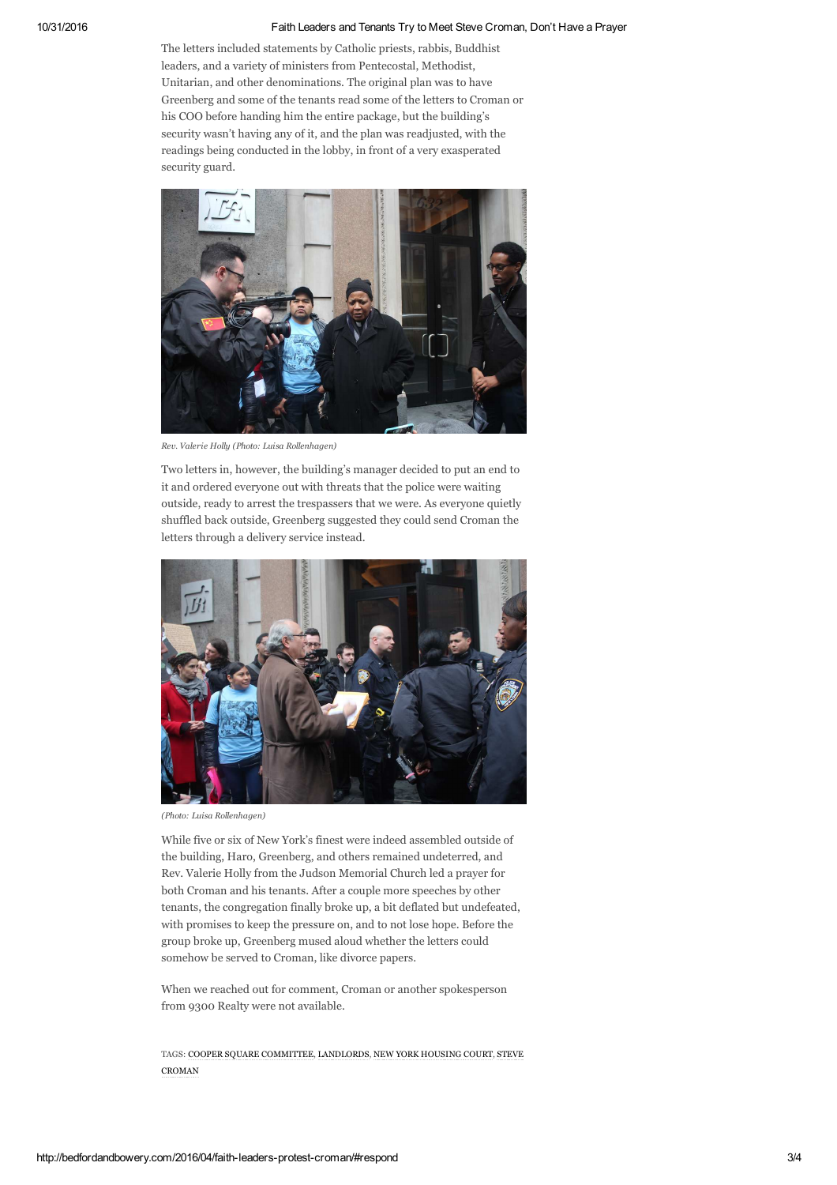The letters included statements by Catholic priests, rabbis, Buddhist leaders, and a variety of ministers from Pentecostal, Methodist, Unitarian, and other denominations. The original plan was to have Greenberg and some of the tenants read some of the letters to Croman or his COO before handing him the entire package, but the building's security wasn't having any of it, and the plan was readjusted, with the readings being conducted in the lobby, in front of a very exasperated security guard.

*Rev. Valerie Holly (Photo: Luisa Rollenhagen)*

Two letters in, however, the building's manager decided to put an end to it and ordered everyone out with threats that the police were waiting outside, ready to arrest the trespassers that we were. As everyone quietly shuffled back outside, Greenberg suggested they could send Croman the letters through a delivery service instead.

*(Photo: Luisa Rollenhagen)*

While five or six of New York's finest were indeed assembled outside of the building, Haro, Greenberg, and others remained undeterred, and Rev. Valerie Holly from the Judson Memorial Church led a prayer for both Croman and his tenants. After a couple more speeches by other tenants, the congregation finally broke up, a bit deflated but undefeated, with promises to keep the pressure on, and to not lose hope. Before the group broke up, Greenberg mused aloud whether the letters could somehow be served to Croman, like divorce papers.

When we reached out for comment, Croman or another spokesperson from 9300 Realty were not available.

TAGS: COOPER SQUARE COMMITTEE, LANDLORDS, NEW YORK HOUSING COURT, STEVE CROMAN